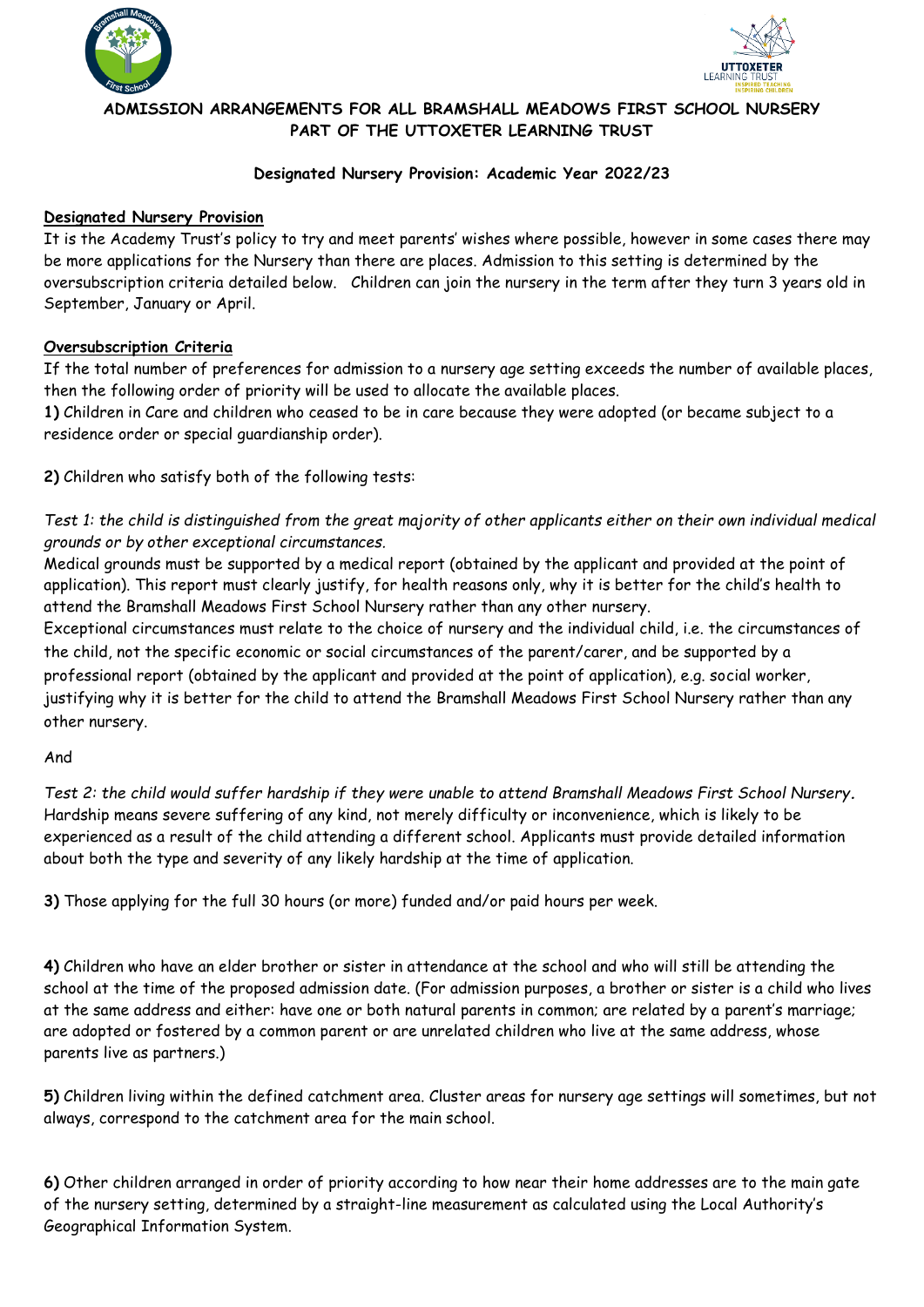# ADMISSION ARRANGEMENTS FOR ALL BRAMSHALL MEADOWS FIRST SCHOOL NURSERY PART OF THE UTTOXETER LEARNING TRUST

**Designated Nursery Provision: Academic Year 2022/23**

## Designated Nursery Provision

It is the Academy Trust's policy to try and meet parents' wishes where possible, however in some cases there may be more applications for the Nursery than there are places. Admission to this setting is determined by the oversubscription criteria detailed below. Children can join the nursery in the term after they turn 3 years old in September, January or April.

## Oversubscription Criteria

If the total number of preferences for admission to a nursery age setting exceeds the number of available places, then the following order of priority will be used to allocate the available places.

**1)** Children in Care and children who ceased to be in care because they were adopted (or became subject to a residence order or special guardianship order).

**2)** Children who satisfy both of the following tests:

*Test 1: the child is distinguished from the great majority of other applicants either on their own individual medical grounds or by other exceptional circumstances.*

Medical grounds must be supported by a medical report (obtained by the applicant and provided at the point of application). This report must clearly justify, for health reasons only, why it is better for the child's health to attend the Bramshall Meadows First School Nursery rather than any other nursery.

Exceptional circumstances must relate to the choice of nursery and the individual child, i.e. the circumstances of the child, not the specific economic or social circumstances of the parent/carer, and be supported by a professional report (obtained by the applicant and provided at the point of application), e.g. social worker, justifying why it is better for the child to attend the Bramshall Meadows First School Nursery rather than any other nursery.

And

*Test 2: the child would suffer hardship if they were unable to attend Bramshall Meadows First School Nursery.* Hardship means severe suffering of any kind, not merely difficulty or inconvenience, which is likely to be experienced as a result of the child attending a different school. Applicants must provide detailed information about both the type and severity of any likely hardship at the time of application.

**3)** Those applying for the full 30 hours (or more) funded and/or paid hours per week.

**4)** Children who have an elder brother or sister in attendance at the school and who will still be attending the school at the time of the proposed admission date. (For admission purposes, a brother or sister is a child who lives at the same address and either: have one or both natural parents in common; are related by a parent's marriage; are adopted or fostered by a common parent or are unrelated children who live at the same address, whose parents live as partners.)

**5)** Children living within the defined catchment area. Cluster areas for nursery age settings will sometimes, but not always, correspond to the catchment area for the main school.

**6)** Other children arranged in order of priority according to how near their home addresses are to the main gate of the nursery setting, determined by a straight-line measurement as calculated using the Local Authority's Geographical Information System.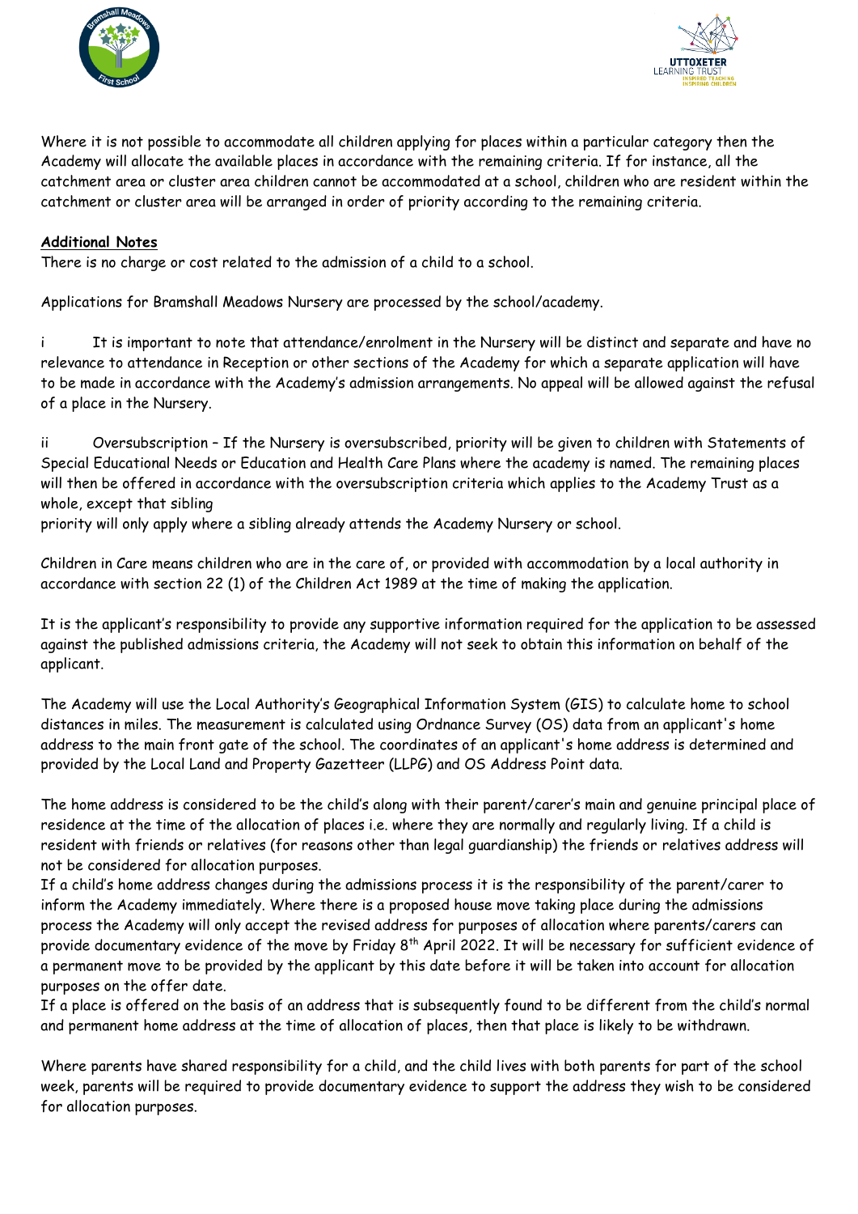Where it is not possible to accommodate all children applying for places within a particular category then the Academy will allocate the available places in accordance with the remaining criteria. If for instance, all the catchment area or cluster area children cannot be accommodated at a school, children who are resident within the catchment or cluster area will be arranged in order of priority according to the remaining criteria.

**Additional Notes**

There is no charge or cost related to the admission of a child to a school.

Applications for Bramshall Meadows Nursery are processed by the school/academy.

i It is important to note that attendance/enrolment in the Nursery will be distinct and separate and have no relevance to attendance in Reception or other sections of the Academy for which a separate application will have to be made in accordance with the Academy's admission arrangements. No appeal will be allowed against the refusal of a place in the Nursery.

ii Oversubscription – If the Nursery is oversubscribed, priority will be given to children with Statements of Special Educational Needs or Education and Health Care Plans where the academy is named. The remaining places will then be offered in accordance with the oversubscription criteria which applies to the Academy Trust as a whole, except that sibling priority will only apply where a sibling already attends the Academy Nursery or school.

Children in Care means children who are in the care of, or provided with accommodation by a local authority in accordance with section 22 (1) of the Children Act 1989 at the time of making the application.

It is the applicant's responsibility to provide any supportive information required for the application to be assessed against the published admissions criteria, the Academy will not seek to obtain this information on behalf of the applicant.

The Academy will use the Local Authority's Geographical Information System (GIS) to calculate home to school distances in miles. The measurement is calculated using Ordnance Survey (OS) data from an applicant's home address to the main front gate of the school. The coordinates of an applicant's home address is determined and provided by the Local Land and Property Gazetteer (LLPG) and OS Address Point data.

The home address is considered to be the child's along with their parent/carer's main and genuine principal place of residence at the time of the allocation of places i.e. where they are normally and regularly living. If a child is resident with friends or relatives (for reasons other than legal guardianship) the friends or relatives address will not be considered for allocation purposes.

If a child's home address changes during the admissions process it is the responsibility of the parent/carer to inform the Academy immediately. Where there is a proposed house move taking place during the admissions process the Academy will only accept the revised address for purposes of allocation where parents/carers can provide documentary evidence of the move by Friday 8th April 2022. It will be necessary for sufficient evidence of a permanent move to be provided by the applicant by this date before it will be taken into account for allocation purposes on the offer date.

If a place is offered on the basis of an address that is subsequently found to be different from the child's normal and permanent home address at the time of allocation of places, then that place is likely to be withdrawn.

Where parents have shared responsibility for a child, and the child lives with both parents for part of the school week, parents will be required to provide documentary evidence to support the address they wish to be considered for allocation purposes.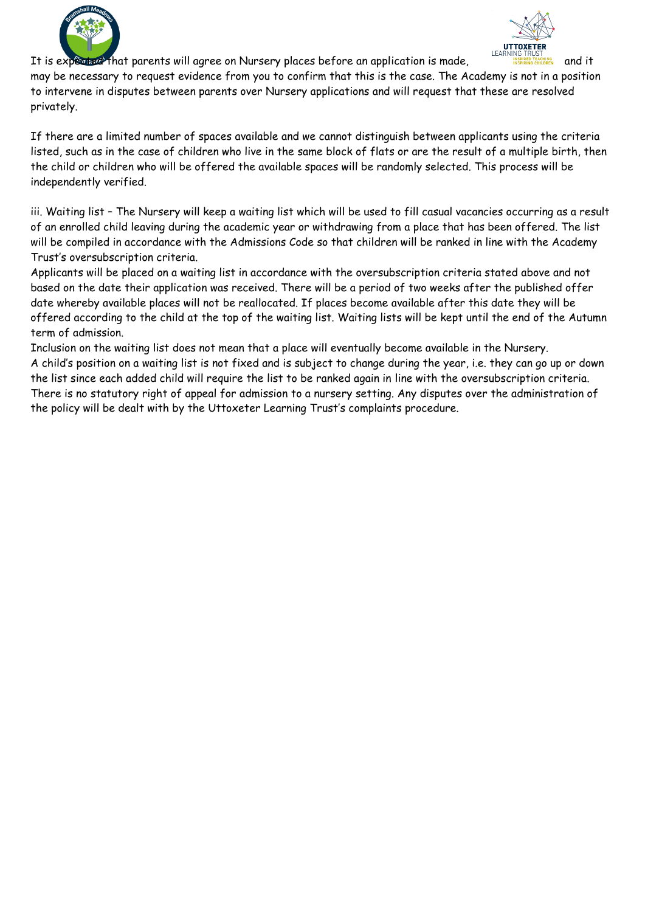It is expected that parents will agree on Nursery places before an application is made, and it may be necessary to request evidence from you to confirm that this is the case. The Academy is not in a position to intervene in disputes between parents over Nursery applications and will request that these are resolved privately.

If there are a limited number of spaces available and we cannot distinguish between applicants using the criteria listed, such as in the case of children who live in the same block of flats or are the result of a multiple birth, then the child or children who will be offered the available spaces will be randomly selected. This process will be independently verified.

iii. Waiting list – The Nursery will keep a waiting list which will be used to fill casual vacancies occurring as a result of an enrolled child leaving during the academic year or withdrawing from a place that has been offered. The list will be compiled in accordance with the Admissions Code so that children will be ranked in line with the Academy Trust's oversubscription criteria.

Applicants will be placed on a waiting list in accordance with the oversubscription criteria stated above and not based on the date their application was received. There will be a period of two weeks after the published offer date whereby available places will not be reallocated. If places become available after this date they will be offered according to the child at the top of the waiting list. Waiting lists will be kept until the end of the Autumn term of admission.

Inclusion on the waiting list does not mean that a place will eventually become available in the Nursery.

A child's position on a waiting list is not fixed and is subject to change during the year, i.e. they can go up or down the list since each added child will require the list to be ranked again in line with the oversubscription criteria.

There is no statutory right of appeal for admission to a nursery setting. Any disputes over the administration of the policy will be dealt with by the Uttoxeter Learning Trust's complaints procedure.